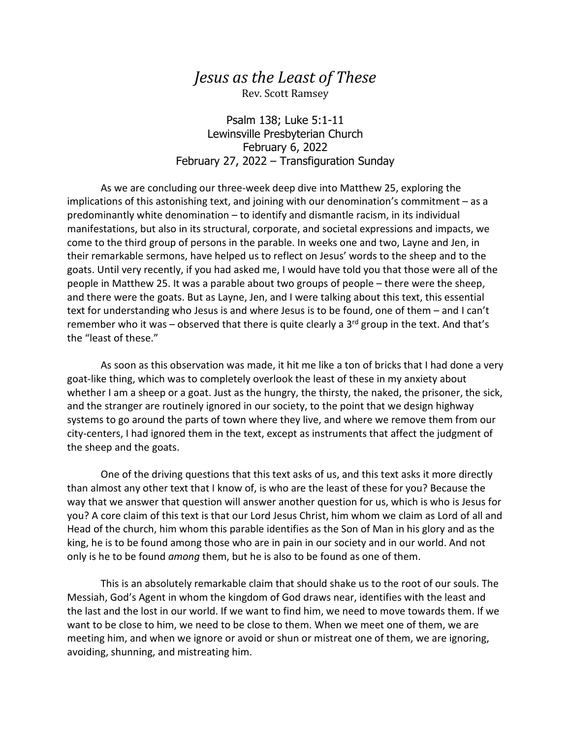# *Jesus as the Least of These*

Rev. Scott Ramsey

Psalm 138; Luke 5:1-11
Lewinsville Presbyterian Church
February 6, 2022
February 27, 2022 – Transfiguration Sunday

As we are concluding our three-week deep dive into Matthew 25, exploring the implications of this astonishing text, and joining with our denomination's commitment – as a predominantly white denomination – to identify and dismantle racism, in its individual manifestations, but also in its structural, corporate, and societal expressions and impacts, we come to the third group of persons in the parable. In weeks one and two, Layne and Jen, in their remarkable sermons, have helped us to reflect on Jesus' words to the sheep and to the goats. Until very recently, if you had asked me, I would have told you that those were all of the people in Matthew 25. It was a parable about two groups of people – there were the sheep, and there were the goats. But as Layne, Jen, and I were talking about this text, this essential text for understanding who Jesus is and where Jesus is to be found, one of them – and I can't remember who it was – observed that there is quite clearly a 3rd group in the text. And that's the "least of these."

As soon as this observation was made, it hit me like a ton of bricks that I had done a very goat-like thing, which was to completely overlook the least of these in my anxiety about whether I am a sheep or a goat. Just as the hungry, the thirsty, the naked, the prisoner, the sick, and the stranger are routinely ignored in our society, to the point that we design highway systems to go around the parts of town where they live, and where we remove them from our city-centers, I had ignored them in the text, except as instruments that affect the judgment of the sheep and the goats.

One of the driving questions that this text asks of us, and this text asks it more directly than almost any other text that I know of, is who are the least of these for you? Because the way that we answer that question will answer another question for us, which is who is Jesus for you? A core claim of this text is that our Lord Jesus Christ, him whom we claim as Lord of all and Head of the church, him whom this parable identifies as the Son of Man in his glory and as the king, he is to be found among those who are in pain in our society and in our world. And not only is he to be found *among* them, but he is also to be found as one of them.

This is an absolutely remarkable claim that should shake us to the root of our souls. The Messiah, God's Agent in whom the kingdom of God draws near, identifies with the least and the last and the lost in our world. If we want to find him, we need to move towards them. If we want to be close to him, we need to be close to them. When we meet one of them, we are meeting him, and when we ignore or avoid or shun or mistreat one of them, we are ignoring, avoiding, shunning, and mistreating him.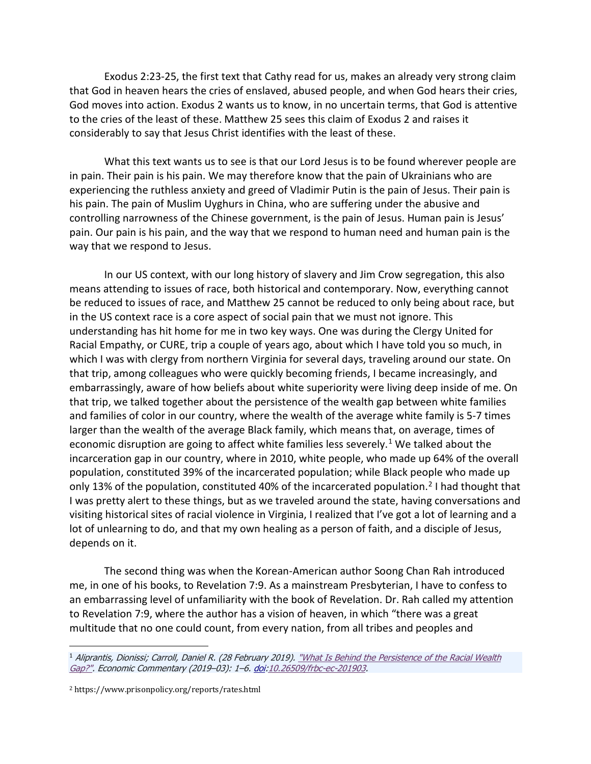Exodus 2:23-25, the first text that Cathy read for us, makes an already very strong claim that God in heaven hears the cries of enslaved, abused people, and when God hears their cries, God moves into action. Exodus 2 wants us to know, in no uncertain terms, that God is attentive to the cries of the least of these. Matthew 25 sees this claim of Exodus 2 and raises it considerably to say that Jesus Christ identifies with the least of these.

What this text wants us to see is that our Lord Jesus is to be found wherever people are in pain. Their pain is his pain. We may therefore know that the pain of Ukrainians who are experiencing the ruthless anxiety and greed of Vladimir Putin is the pain of Jesus. Their pain is his pain. The pain of Muslim Uyghurs in China, who are suffering under the abusive and controlling narrowness of the Chinese government, is the pain of Jesus. Human pain is Jesus' pain. Our pain is his pain, and the way that we respond to human need and human pain is the way that we respond to Jesus.

In our US context, with our long history of slavery and Jim Crow segregation, this also means attending to issues of race, both historical and contemporary. Now, everything cannot be reduced to issues of race, and Matthew 25 cannot be reduced to only being about race, but in the US context race is a core aspect of social pain that we must not ignore. This understanding has hit home for me in two key ways. One was during the Clergy United for Racial Empathy, or CURE, trip a couple of years ago, about which I have told you so much, in which I was with clergy from northern Virginia for several days, traveling around our state. On that trip, among colleagues who were quickly becoming friends, I became increasingly, and embarrassingly, aware of how beliefs about white superiority were living deep inside of me. On that trip, we talked together about the persistence of the wealth gap between white families and families of color in our country, where the wealth of the average white family is 5-7 times larger than the wealth of the average Black family, which means that, on average, times of economic disruption are going to affect white families less severely.[1] We talked about the incarceration gap in our country, where in 2010, white people, who made up 64% of the overall population, constituted 39% of the incarcerated population; while Black people who made up only 13% of the population, constituted 40% of the incarcerated population.[2] I had thought that I was pretty alert to these things, but as we traveled around the state, having conversations and visiting historical sites of racial violence in Virginia, I realized that I've got a lot of learning and a lot of unlearning to do, and that my own healing as a person of faith, and a disciple of Jesus, depends on it.

The second thing was when the Korean-American author Soong Chan Rah introduced me, in one of his books, to Revelation 7:9. As a mainstream Presbyterian, I have to confess to an embarrassing level of unfamiliarity with the book of Revelation. Dr. Rah called my attention to Revelation 7:9, where the author has a vision of heaven, in which "there was a great multitude that no one could count, from every nation, from all tribes and peoples and

---

[1] *Aliprantis, Dionissi; Carroll, Daniel R. (28 February 2019). "What Is Behind the Persistence of the Racial Wealth Gap?". Economic Commentary (2019–03): 1–6. doi:10.26509/frbc-ec-201903.*

[2] https://www.prisonpolicy.org/reports/rates.html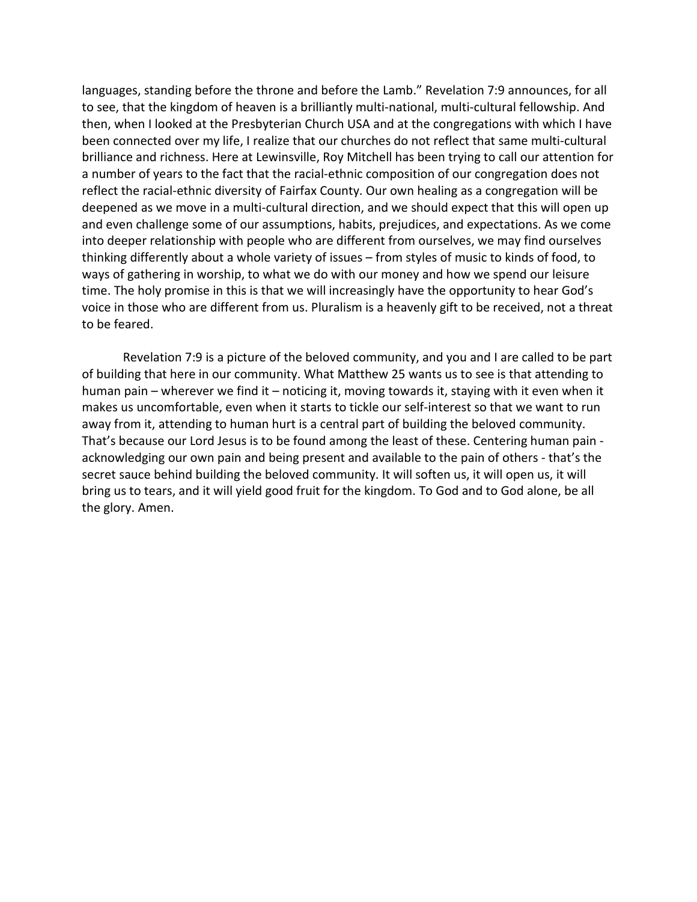languages, standing before the throne and before the Lamb." Revelation 7:9 announces, for all to see, that the kingdom of heaven is a brilliantly multi-national, multi-cultural fellowship. And then, when I looked at the Presbyterian Church USA and at the congregations with which I have been connected over my life, I realize that our churches do not reflect that same multi-cultural brilliance and richness. Here at Lewinsville, Roy Mitchell has been trying to call our attention for a number of years to the fact that the racial-ethnic composition of our congregation does not reflect the racial-ethnic diversity of Fairfax County. Our own healing as a congregation will be deepened as we move in a multi-cultural direction, and we should expect that this will open up and even challenge some of our assumptions, habits, prejudices, and expectations. As we come into deeper relationship with people who are different from ourselves, we may find ourselves thinking differently about a whole variety of issues – from styles of music to kinds of food, to ways of gathering in worship, to what we do with our money and how we spend our leisure time. The holy promise in this is that we will increasingly have the opportunity to hear God's voice in those who are different from us. Pluralism is a heavenly gift to be received, not a threat to be feared.

Revelation 7:9 is a picture of the beloved community, and you and I are called to be part of building that here in our community. What Matthew 25 wants us to see is that attending to human pain – wherever we find it – noticing it, moving towards it, staying with it even when it makes us uncomfortable, even when it starts to tickle our self-interest so that we want to run away from it, attending to human hurt is a central part of building the beloved community. That's because our Lord Jesus is to be found among the least of these. Centering human pain - acknowledging our own pain and being present and available to the pain of others - that's the secret sauce behind building the beloved community. It will soften us, it will open us, it will bring us to tears, and it will yield good fruit for the kingdom. To God and to God alone, be all the glory. Amen.